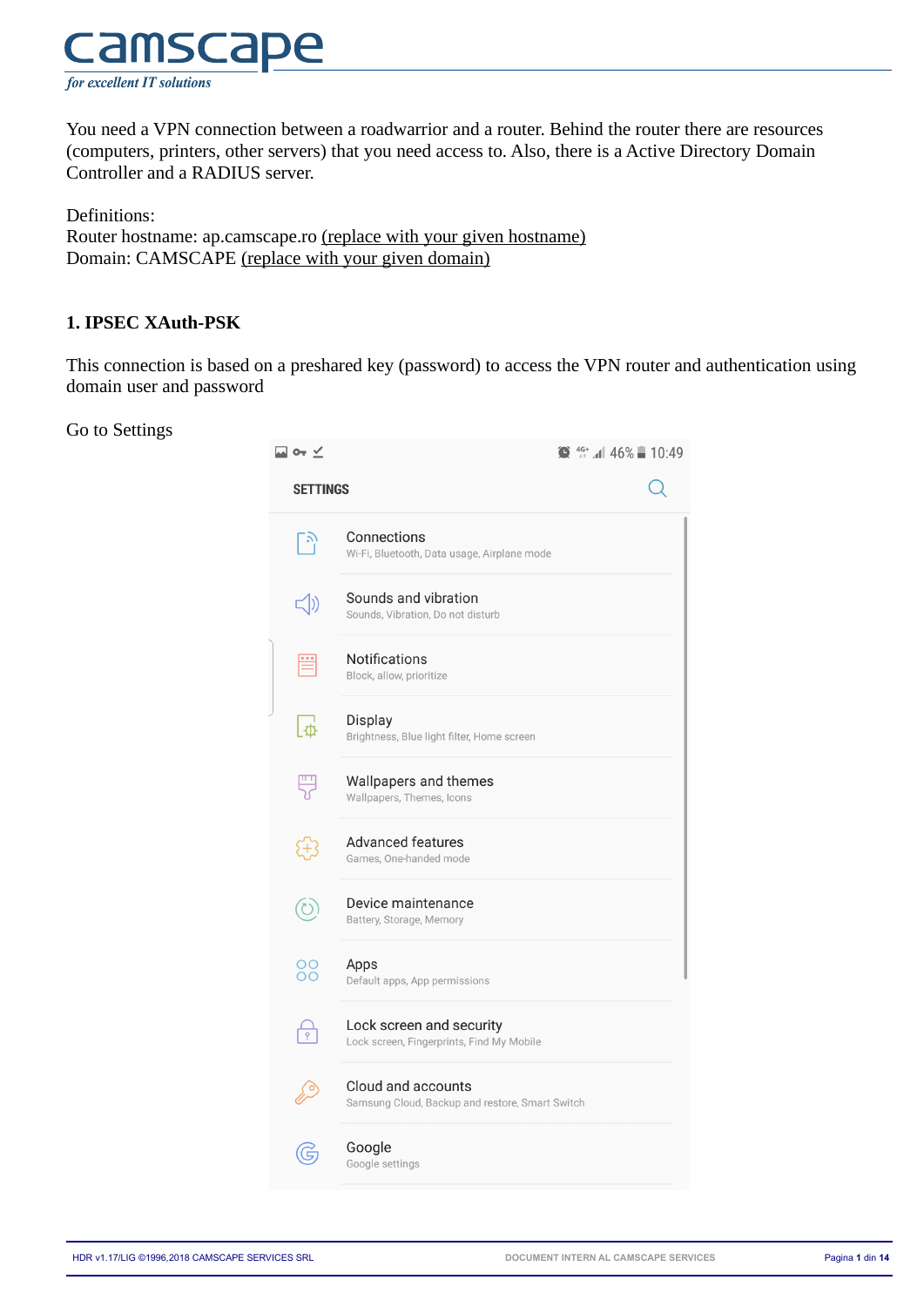You need a VPN connection between a roadwarrior and a router. Behind the router there are resources (computers, printers, other servers) that you need access to. Also, there is a Active Directory Domain Controller and a RADIUS server.

Definitions:
Router hostname: ap.camscape.ro (replace with your given hostname)
Domain: CAMSCAPE (replace with your given domain)

## 1. IPSEC XAuth-PSK

This connection is based on a preshared key (password) to access the VPN router and authentication using domain user and password

Go to Settings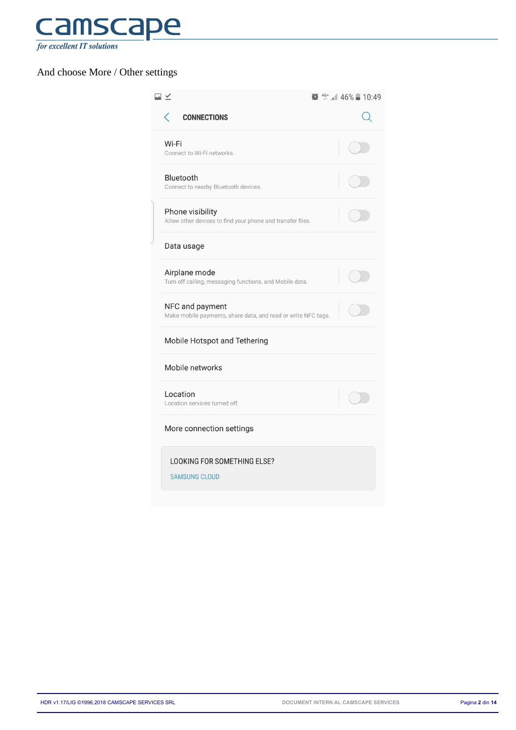And choose More / Other settings

CONNECTIONS

Wi-Fi
Connect to Wi-Fi networks.

Bluetooth
Connect to nearby Bluetooth devices.

Phone visibility
Allow other devices to find your phone and transfer files.

Data usage

Airplane mode
Turn off calling, messaging functions, and Mobile data.

NFC and payment
Make mobile payments, share data, and read or write NFC tags.

Mobile Hotspot and Tethering

Mobile networks

Location
Location services turned off.

More connection settings

LOOKING FOR SOMETHING ELSE?
SAMSUNG CLOUD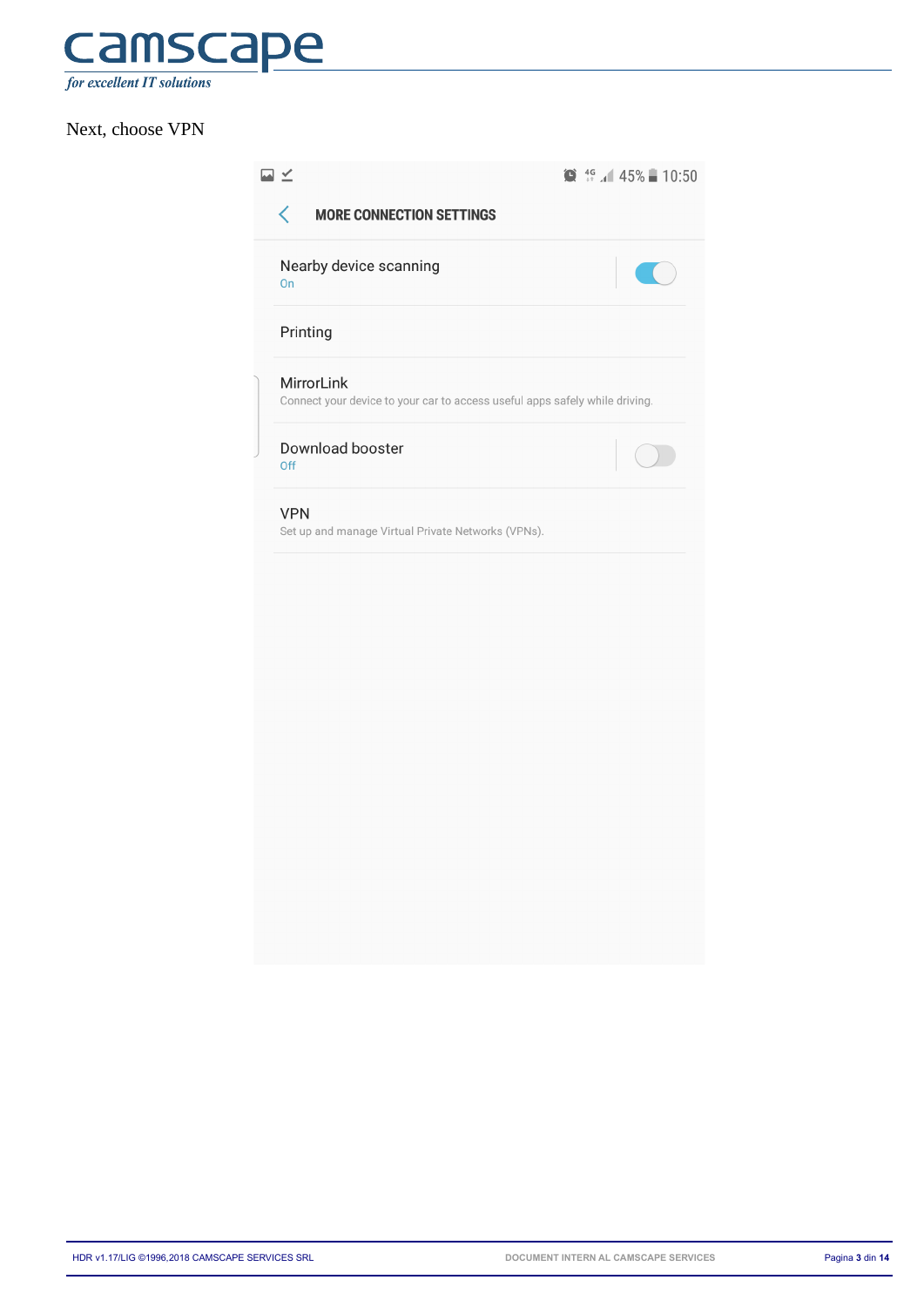Next, choose VPN

MORE CONNECTION SETTINGS

Nearby device scanning
On

Printing

MirrorLink
Connect your device to your car to access useful apps safely while driving.

Download booster
Off

VPN
Set up and manage Virtual Private Networks (VPNs).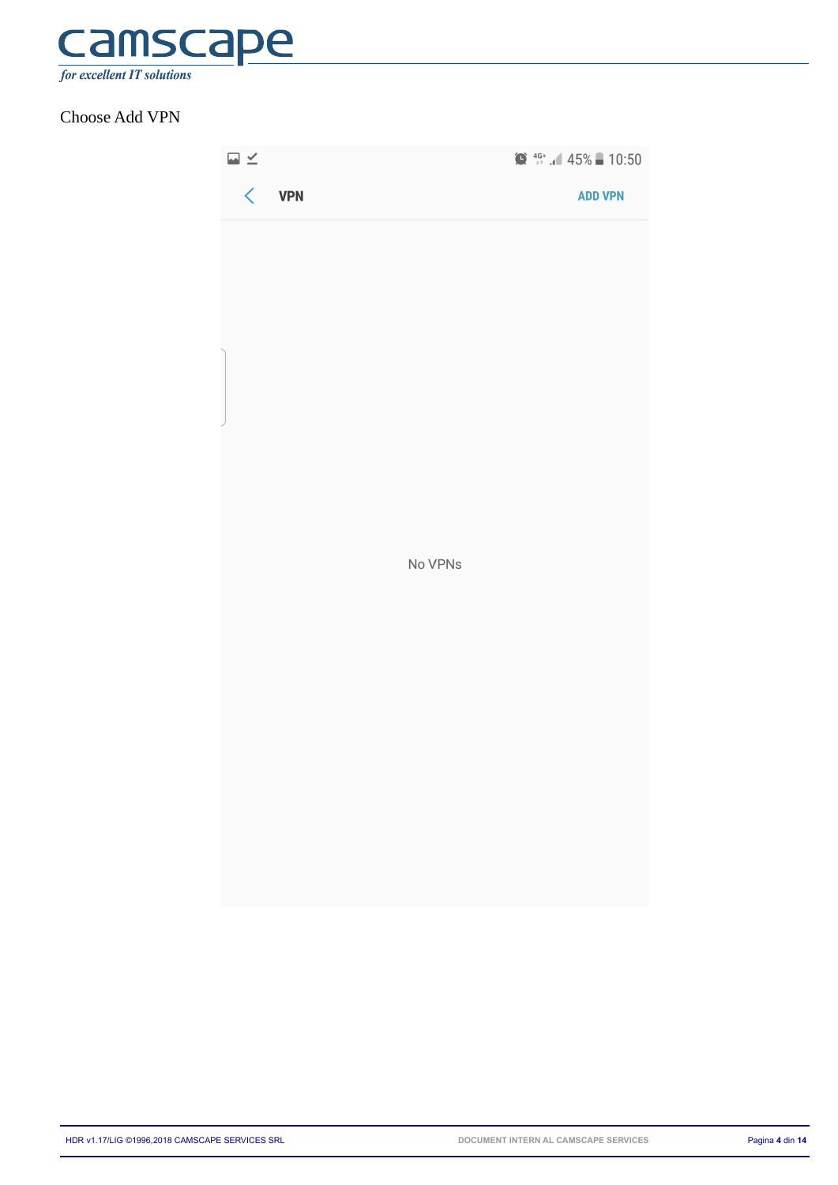Choose Add VPN

VPN

ADD VPN

No VPNs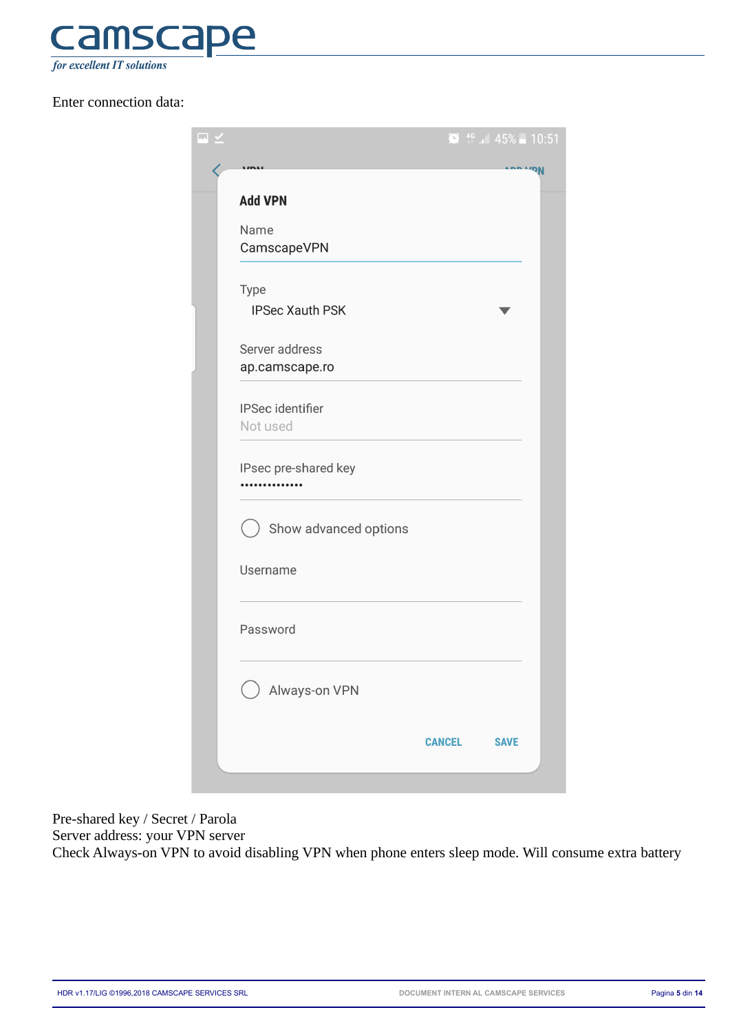Enter connection data:

Add VPN

Name
CamscapeVPN

Type
IPSec Xauth PSK

Server address
ap.camscape.ro

IPSec identifier
Not used

IPsec pre-shared key
••••••••••••••

Show advanced options

Username

Password

Always-on VPN

CANCEL SAVE

Pre-shared key / Secret / Parola
Server address: your VPN server
Check Always-on VPN to avoid disabling VPN when phone enters sleep mode. Will consume extra battery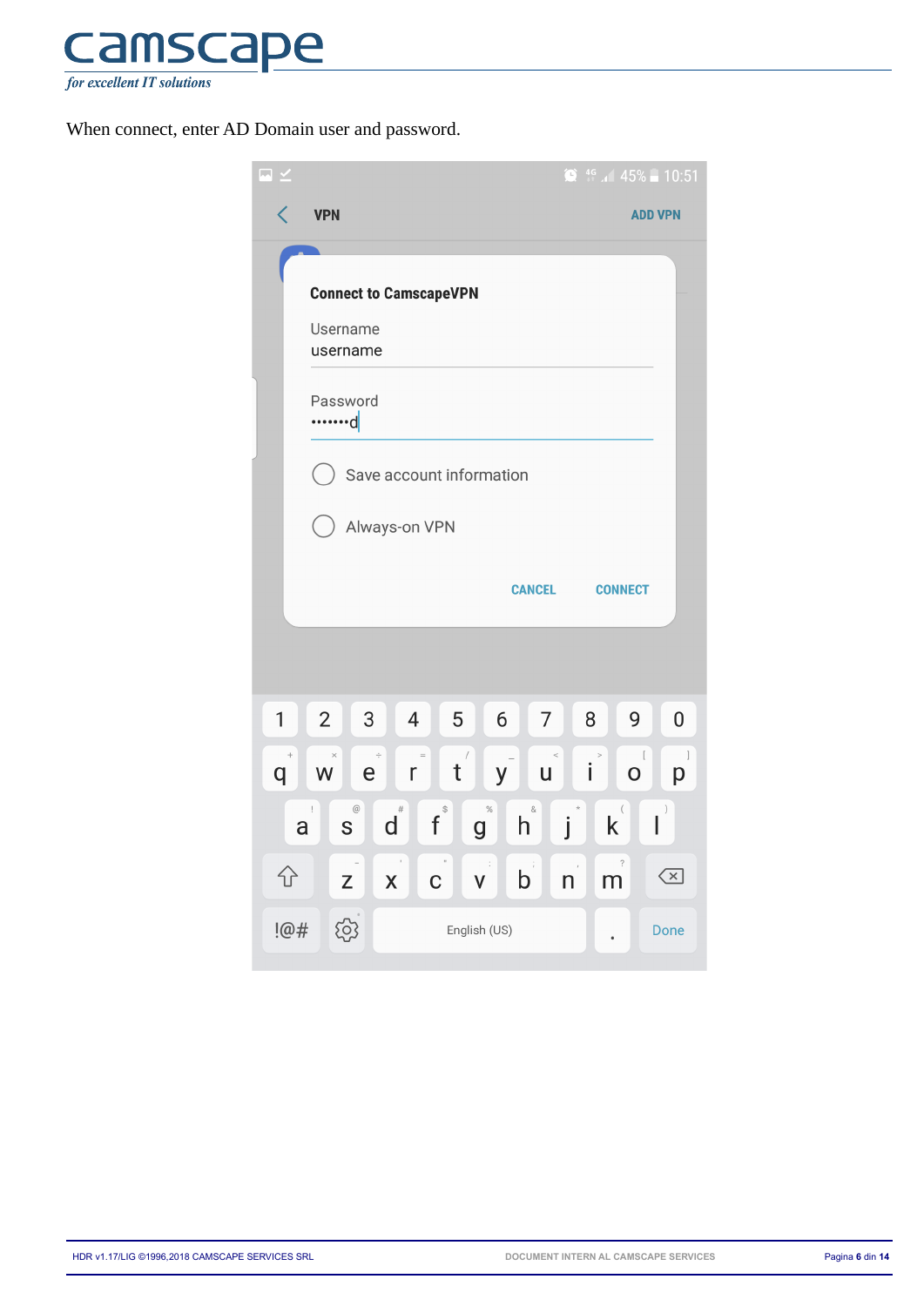When connect, enter AD Domain user and password.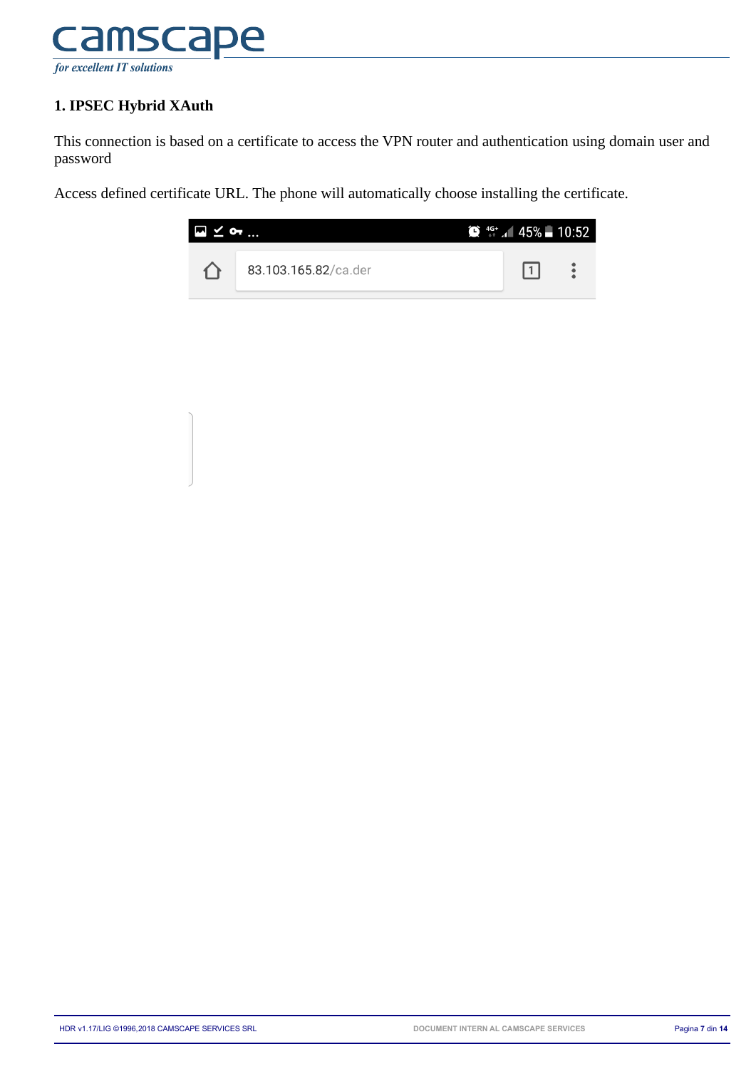# 1. IPSEC Hybrid XAuth

This connection is based on a certificate to access the VPN router and authentication using domain user and password

Access defined certificate URL. The phone will automatically choose installing the certificate.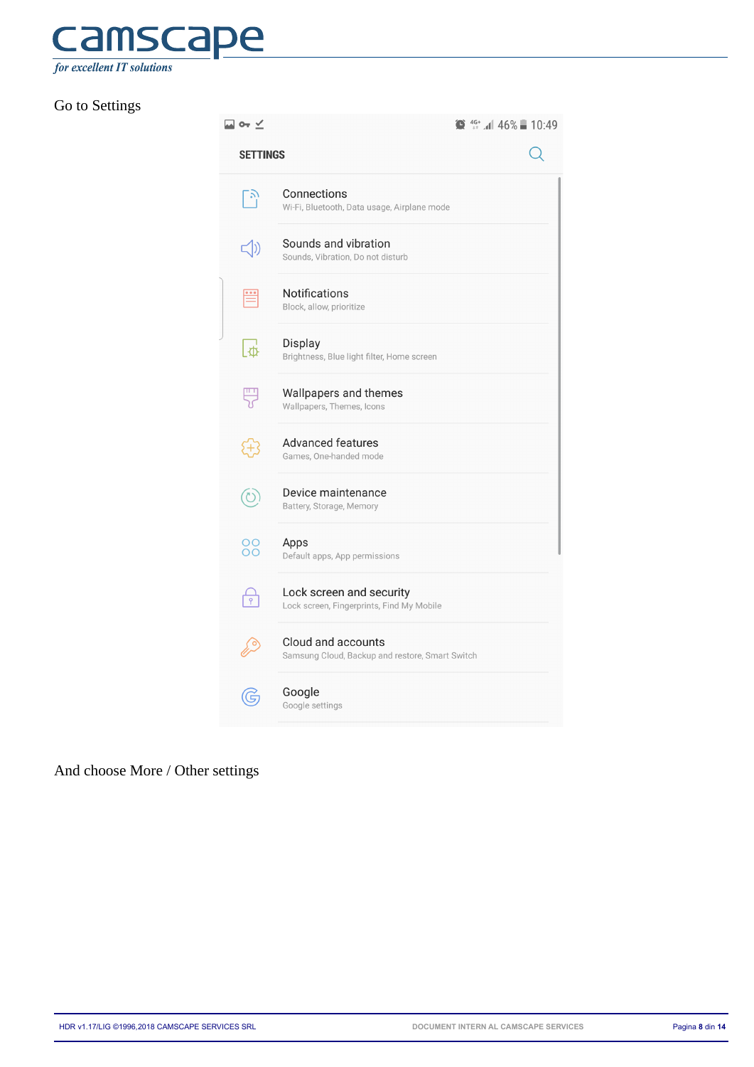Go to Settings

And choose More / Other settings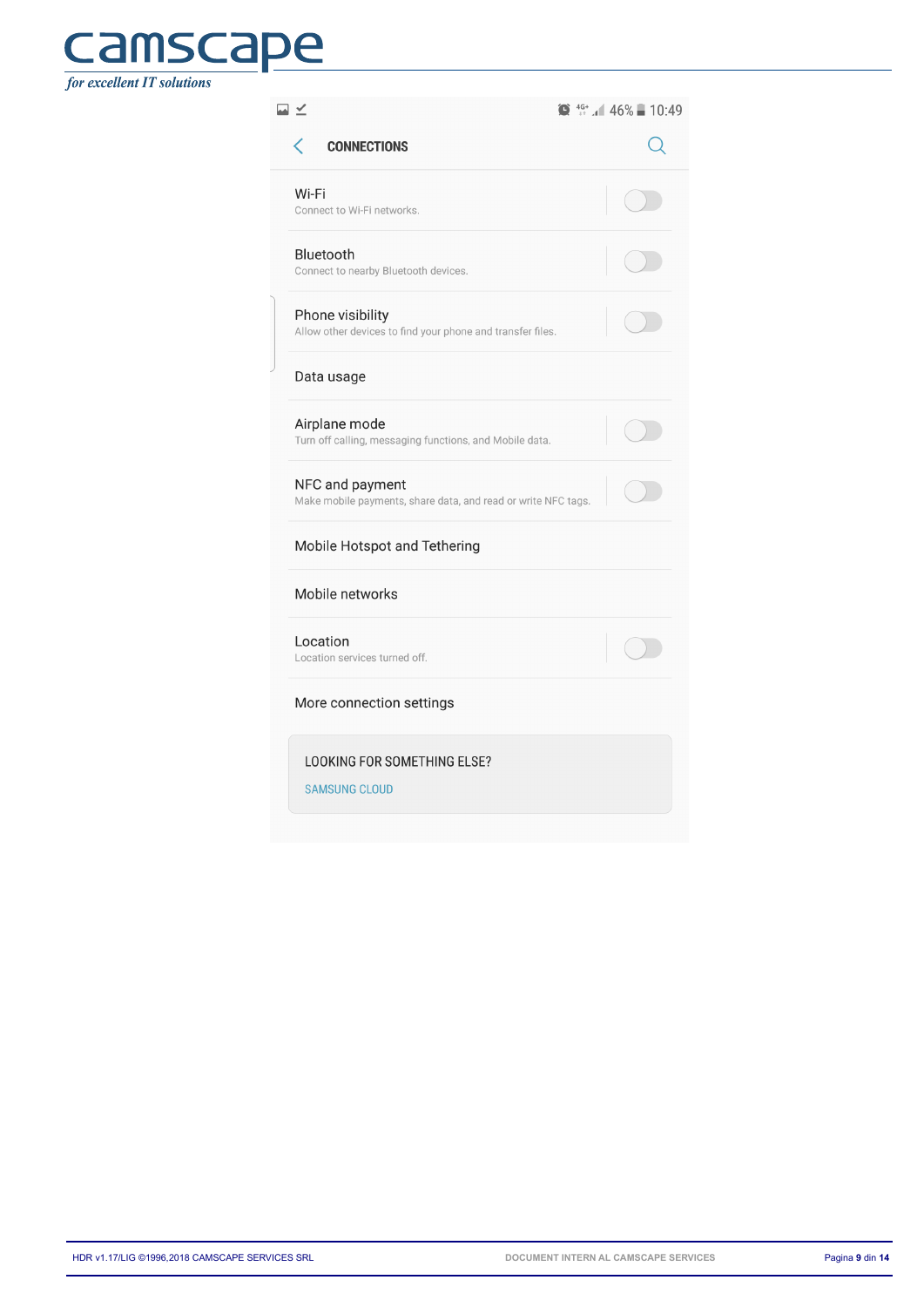10:49

**CONNECTIONS**

Wi-Fi
Connect to Wi-Fi networks.

Bluetooth
Connect to nearby Bluetooth devices.

Phone visibility
Allow other devices to find your phone and transfer files.

Data usage

Airplane mode
Turn off calling, messaging functions, and Mobile data.

NFC and payment
Make mobile payments, share data, and read or write NFC tags.

Mobile Hotspot and Tethering

Mobile networks

Location
Location services turned off.

More connection settings

LOOKING FOR SOMETHING ELSE?

SAMSUNG CLOUD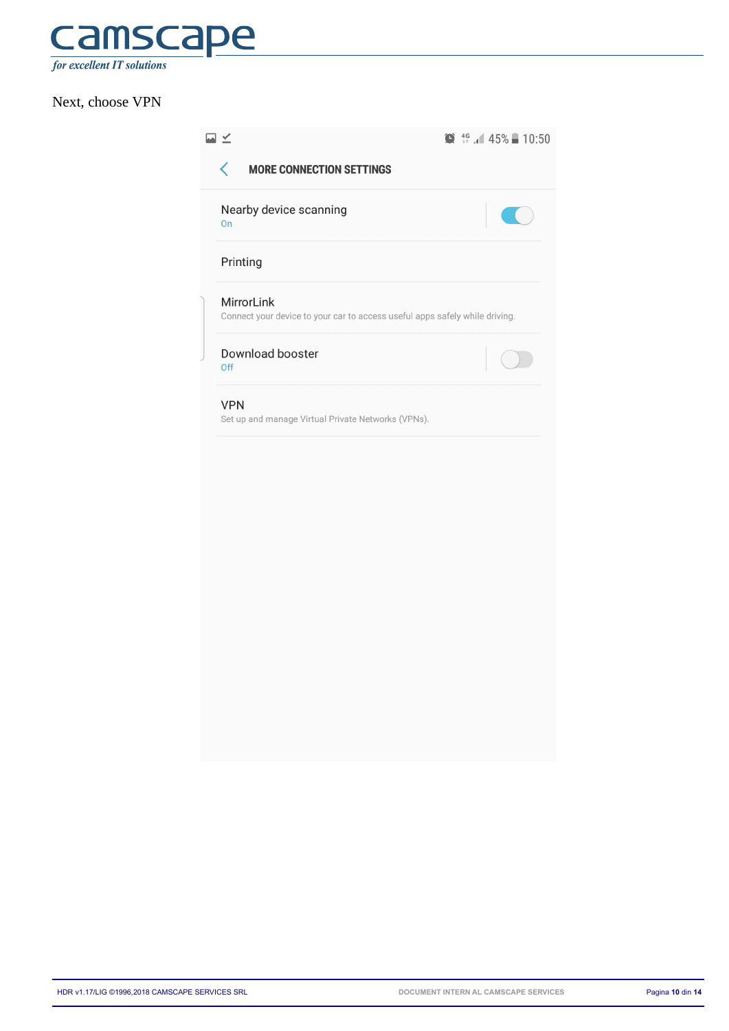Next, choose VPN

MORE CONNECTION SETTINGS

Nearby device scanning
On

Printing

MirrorLink
Connect your device to your car to access useful apps safely while driving.

Download booster
Off

VPN
Set up and manage Virtual Private Networks (VPNs).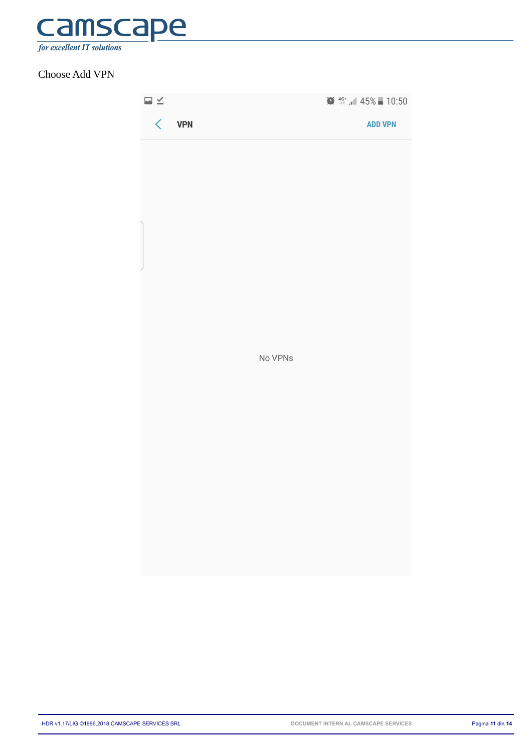Choose Add VPN

VPN

ADD VPN

No VPNs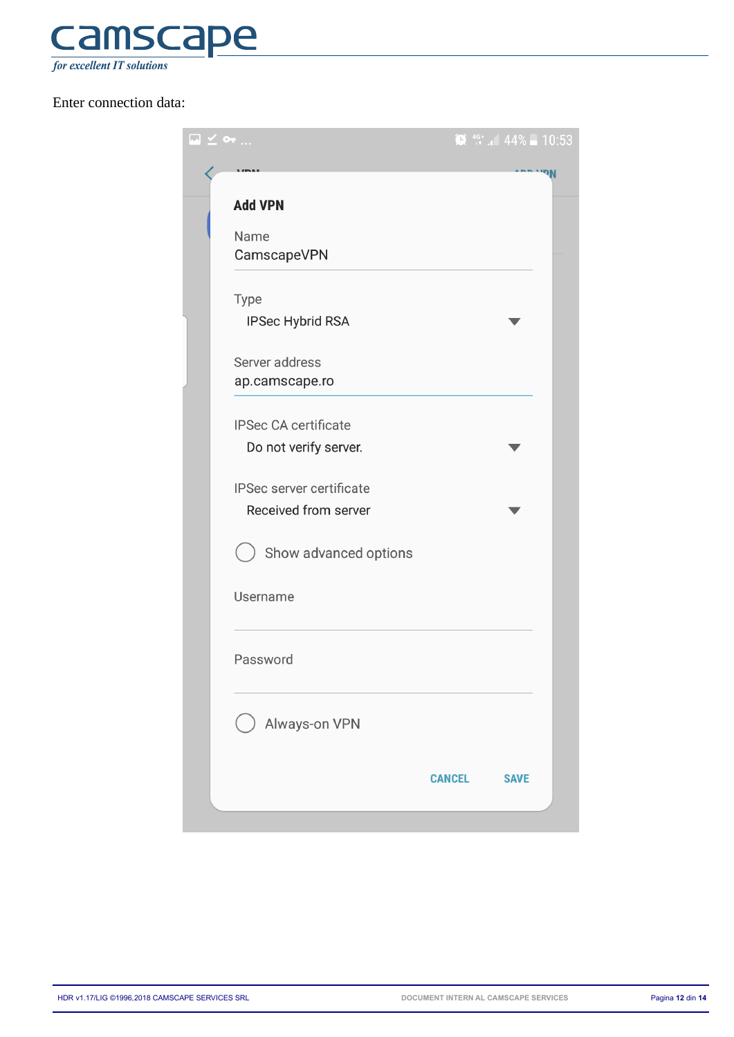Enter connection data:

**Add VPN**

Name
CamscapeVPN

Type
IPSec Hybrid RSA

Server address
ap.camscape.ro

IPSec CA certificate
Do not verify server.

IPSec server certificate
Received from server

Show advanced options

Username

Password

Always-on VPN

CANCEL SAVE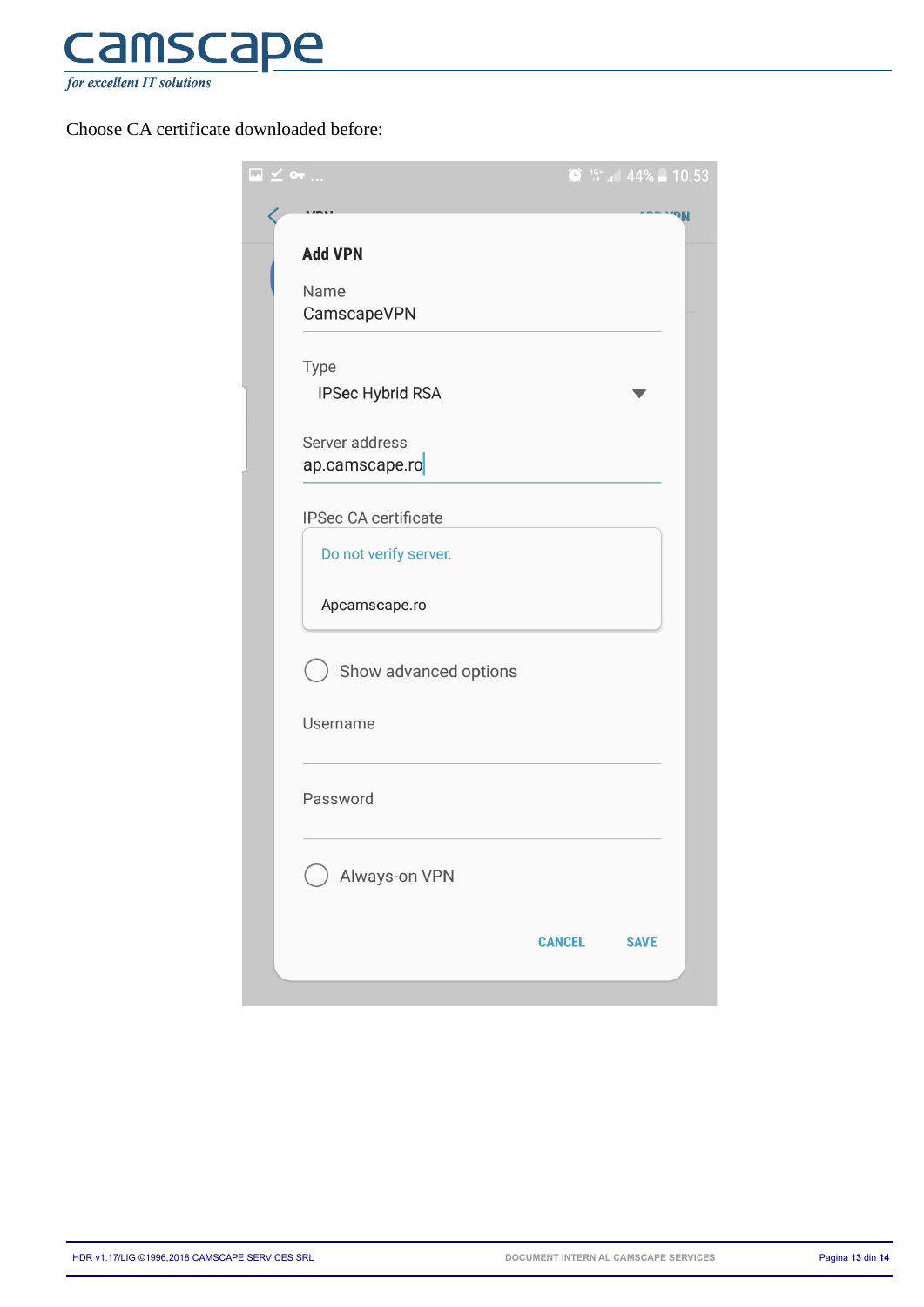Choose CA certificate downloaded before:

Add VPN

Name
CamscapeVPN

Type
IPSec Hybrid RSA

Server address
ap.camscape.ro

IPSec CA certificate
Do not verify server.
Apcamscape.ro

Show advanced options

Username

Password

Always-on VPN

CANCEL SAVE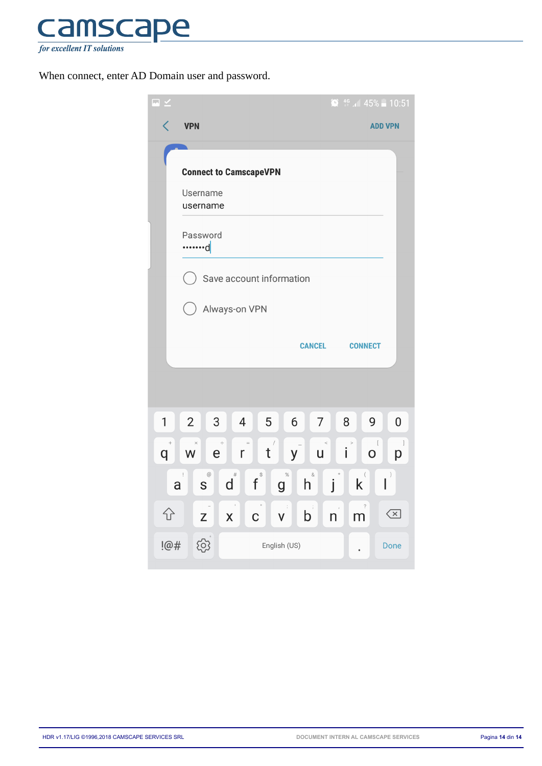When connect, enter AD Domain user and password.

Connect to CamscapeVPN

Username
username

Password
•••••••d

Save account information

Always-on VPN

CANCEL CONNECT